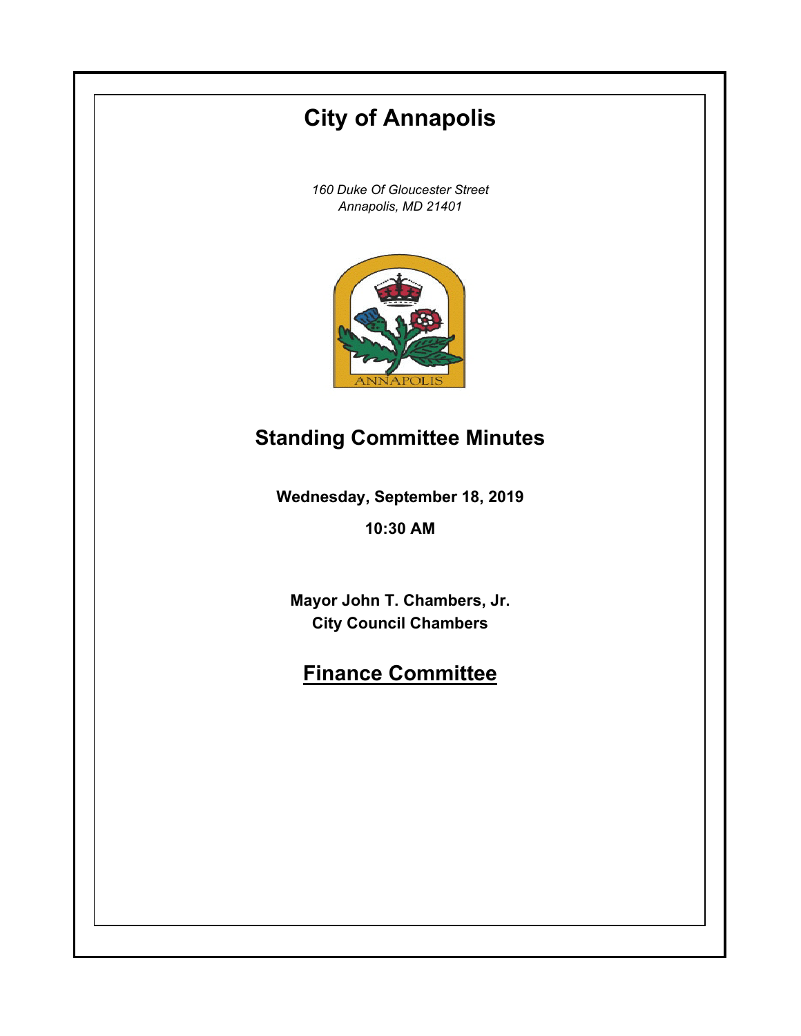# City of Annapolis

*160 Duke Of Gloucester Street*
*Annapolis, MD 21401*

## Standing Committee Minutes

**Wednesday, September 18, 2019**

**10:30 AM**

**Mayor John T. Chambers, Jr.**
**City Council Chambers**

## Finance Committee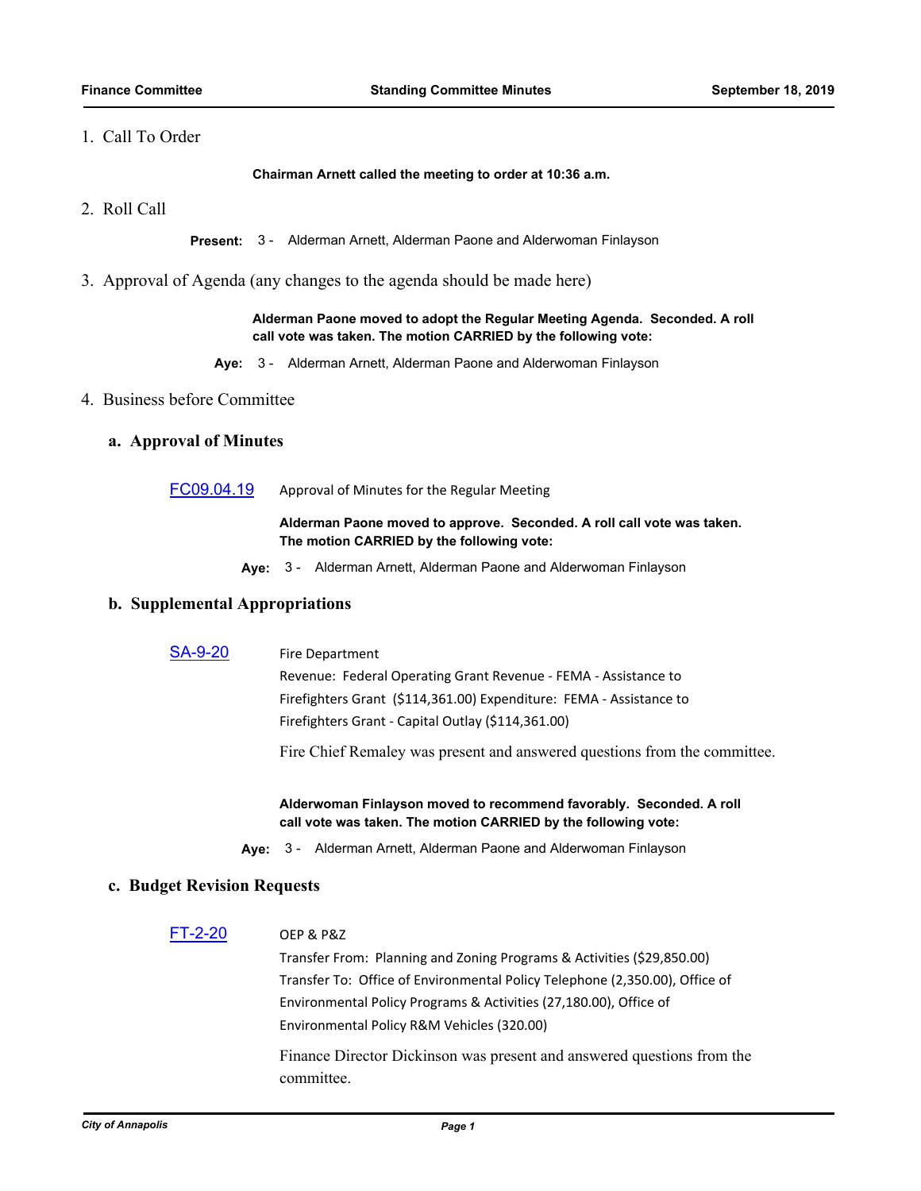1. Call To Order

**Chairman Arnett called the meeting to order at 10:36 a.m.**

2. Roll Call

**Present:** 3 - Alderman Arnett, Alderman Paone and Alderwoman Finlayson

3. Approval of Agenda (any changes to the agenda should be made here)

**Alderman Paone moved to adopt the Regular Meeting Agenda. Seconded. A roll call vote was taken. The motion CARRIED by the following vote:**

**Aye:** 3 - Alderman Arnett, Alderman Paone and Alderwoman Finlayson

4. Business before Committee

### a. Approval of Minutes

[FC09.04.19] Approval of Minutes for the Regular Meeting

**Alderman Paone moved to approve. Seconded. A roll call vote was taken. The motion CARRIED by the following vote:**

**Aye:** 3 - Alderman Arnett, Alderman Paone and Alderwoman Finlayson

### b. Supplemental Appropriations

[SA-9-20] Fire Department

Revenue: Federal Operating Grant Revenue - FEMA - Assistance to Firefighters Grant ($114,361.00) Expenditure: FEMA - Assistance to Firefighters Grant - Capital Outlay ($114,361.00)

Fire Chief Remaley was present and answered questions from the committee.

**Alderwoman Finlayson moved to recommend favorably. Seconded. A roll call vote was taken. The motion CARRIED by the following vote:**

**Aye:** 3 - Alderman Arnett, Alderman Paone and Alderwoman Finlayson

### c. Budget Revision Requests

[FT-2-20] OEP & P&Z

Transfer From: Planning and Zoning Programs & Activities ($29,850.00)
Transfer To: Office of Environmental Policy Telephone (2,350.00), Office of Environmental Policy Programs & Activities (27,180.00), Office of Environmental Policy R&M Vehicles (320.00)

Finance Director Dickinson was present and answered questions from the committee.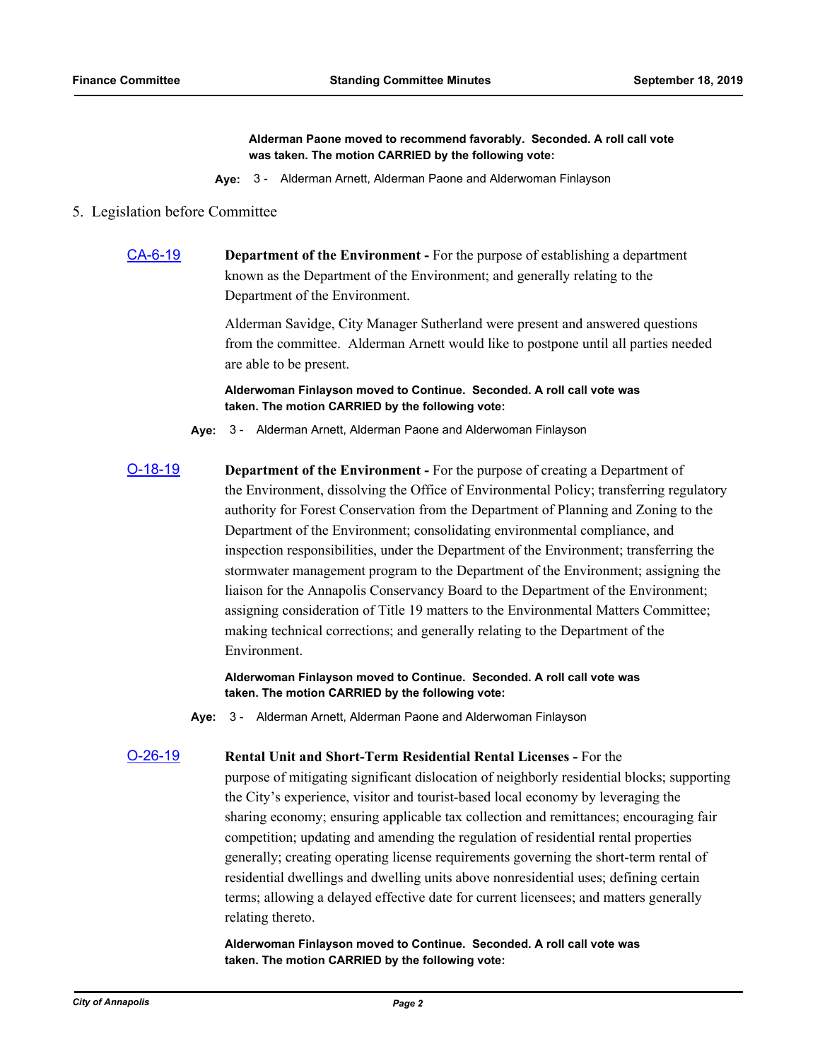**Alderman Paone moved to recommend favorably. Seconded. A roll call vote was taken. The motion CARRIED by the following vote:**

**Aye:** 3 - Alderman Arnett, Alderman Paone and Alderwoman Finlayson

## 5. Legislation before Committee

CA-6-19

**Department of the Environment -** For the purpose of establishing a department known as the Department of the Environment; and generally relating to the Department of the Environment.

Alderman Savidge, City Manager Sutherland were present and answered questions from the committee. Alderman Arnett would like to postpone until all parties needed are able to be present.

**Alderwoman Finlayson moved to Continue. Seconded. A roll call vote was taken. The motion CARRIED by the following vote:**

**Aye:** 3 - Alderman Arnett, Alderman Paone and Alderwoman Finlayson

O-18-19

**Department of the Environment -** For the purpose of creating a Department of the Environment, dissolving the Office of Environmental Policy; transferring regulatory authority for Forest Conservation from the Department of Planning and Zoning to the Department of the Environment; consolidating environmental compliance, and inspection responsibilities, under the Department of the Environment; transferring the stormwater management program to the Department of the Environment; assigning the liaison for the Annapolis Conservancy Board to the Department of the Environment; assigning consideration of Title 19 matters to the Environmental Matters Committee; making technical corrections; and generally relating to the Department of the Environment.

**Alderwoman Finlayson moved to Continue. Seconded. A roll call vote was taken. The motion CARRIED by the following vote:**

**Aye:** 3 - Alderman Arnett, Alderman Paone and Alderwoman Finlayson

O-26-19

**Rental Unit and Short-Term Residential Rental Licenses -** For the purpose of mitigating significant dislocation of neighborly residential blocks; supporting the City's experience, visitor and tourist-based local economy by leveraging the sharing economy; ensuring applicable tax collection and remittances; encouraging fair competition; updating and amending the regulation of residential rental properties generally; creating operating license requirements governing the short-term rental of residential dwellings and dwelling units above nonresidential uses; defining certain terms; allowing a delayed effective date for current licensees; and matters generally relating thereto.

**Alderwoman Finlayson moved to Continue. Seconded. A roll call vote was taken. The motion CARRIED by the following vote:**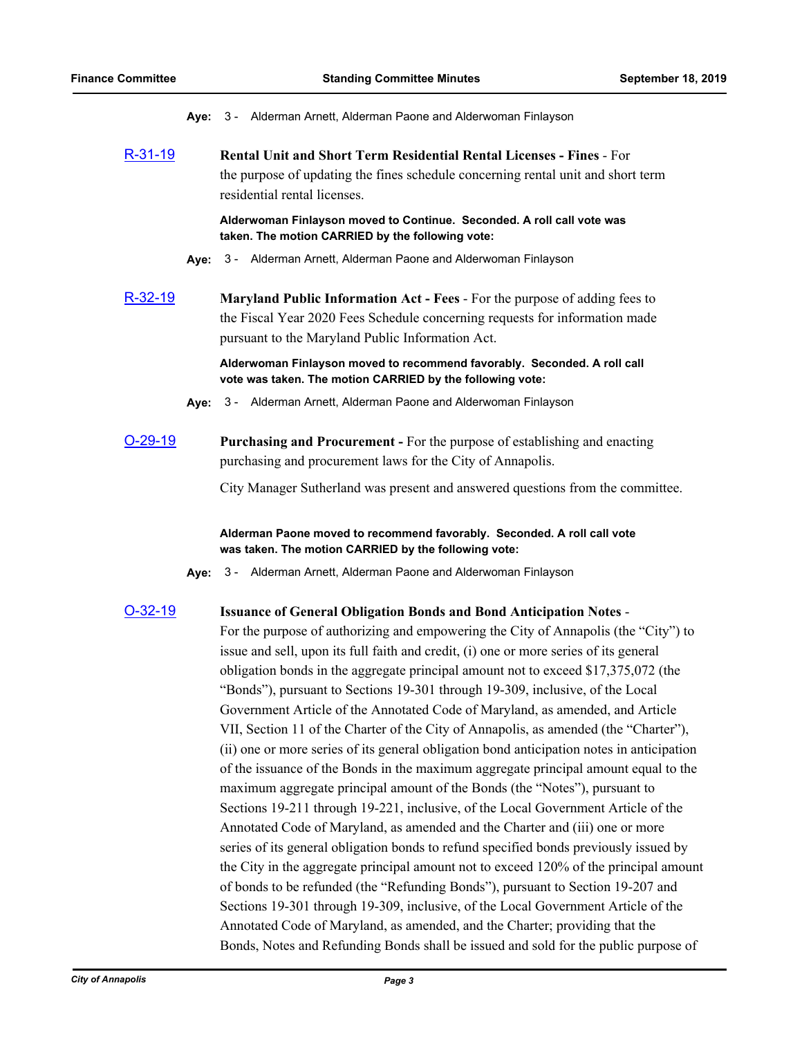**Aye:** 3 - Alderman Arnett, Alderman Paone and Alderwoman Finlayson

R-31-19 **Rental Unit and Short Term Residential Rental Licenses - Fines** - For the purpose of updating the fines schedule concerning rental unit and short term residential rental licenses.

**Alderwoman Finlayson moved to Continue. Seconded. A roll call vote was taken. The motion CARRIED by the following vote:**

**Aye:** 3 - Alderman Arnett, Alderman Paone and Alderwoman Finlayson

R-32-19 **Maryland Public Information Act - Fees** - For the purpose of adding fees to the Fiscal Year 2020 Fees Schedule concerning requests for information made pursuant to the Maryland Public Information Act.

**Alderwoman Finlayson moved to recommend favorably. Seconded. A roll call vote was taken. The motion CARRIED by the following vote:**

**Aye:** 3 - Alderman Arnett, Alderman Paone and Alderwoman Finlayson

O-29-19 **Purchasing and Procurement -** For the purpose of establishing and enacting purchasing and procurement laws for the City of Annapolis.

City Manager Sutherland was present and answered questions from the committee.

**Alderman Paone moved to recommend favorably. Seconded. A roll call vote was taken. The motion CARRIED by the following vote:**

**Aye:** 3 - Alderman Arnett, Alderman Paone and Alderwoman Finlayson

O-32-19 **Issuance of General Obligation Bonds and Bond Anticipation Notes** - For the purpose of authorizing and empowering the City of Annapolis (the "City") to issue and sell, upon its full faith and credit, (i) one or more series of its general obligation bonds in the aggregate principal amount not to exceed $17,375,072 (the "Bonds"), pursuant to Sections 19-301 through 19-309, inclusive, of the Local Government Article of the Annotated Code of Maryland, as amended, and Article VII, Section 11 of the Charter of the City of Annapolis, as amended (the "Charter"), (ii) one or more series of its general obligation bond anticipation notes in anticipation of the issuance of the Bonds in the maximum aggregate principal amount equal to the maximum aggregate principal amount of the Bonds (the "Notes"), pursuant to Sections 19-211 through 19-221, inclusive, of the Local Government Article of the Annotated Code of Maryland, as amended and the Charter and (iii) one or more series of its general obligation bonds to refund specified bonds previously issued by the City in the aggregate principal amount not to exceed 120% of the principal amount of bonds to be refunded (the "Refunding Bonds"), pursuant to Section 19-207 and Sections 19-301 through 19-309, inclusive, of the Local Government Article of the Annotated Code of Maryland, as amended, and the Charter; providing that the Bonds, Notes and Refunding Bonds shall be issued and sold for the public purpose of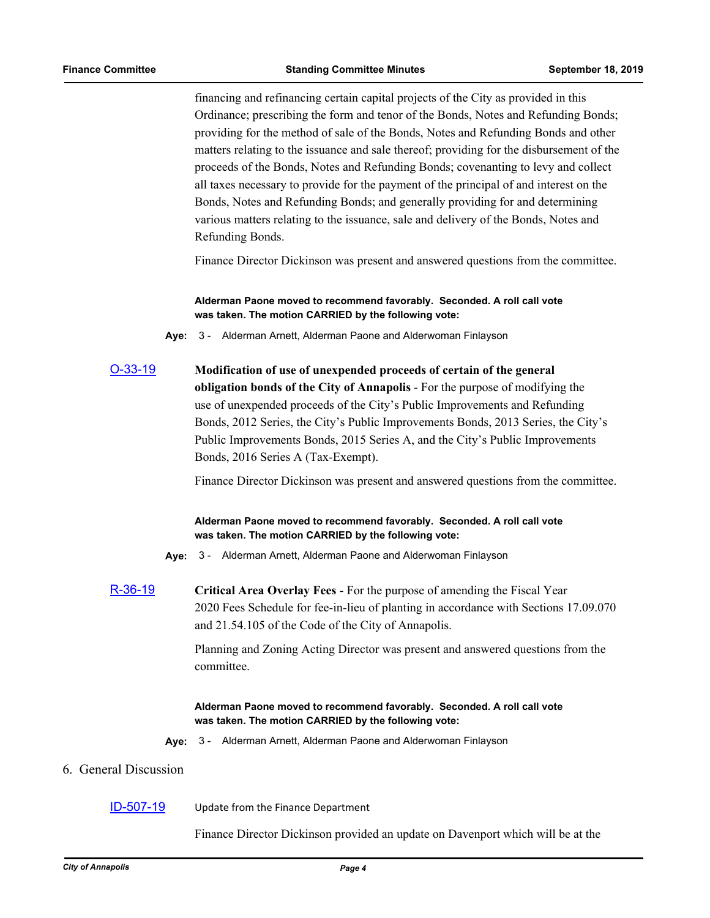financing and refinancing certain capital projects of the City as provided in this Ordinance; prescribing the form and tenor of the Bonds, Notes and Refunding Bonds; providing for the method of sale of the Bonds, Notes and Refunding Bonds and other matters relating to the issuance and sale thereof; providing for the disbursement of the proceeds of the Bonds, Notes and Refunding Bonds; covenanting to levy and collect all taxes necessary to provide for the payment of the principal of and interest on the Bonds, Notes and Refunding Bonds; and generally providing for and determining various matters relating to the issuance, sale and delivery of the Bonds, Notes and Refunding Bonds.

Finance Director Dickinson was present and answered questions from the committee.

**Alderman Paone moved to recommend favorably. Seconded. A roll call vote was taken. The motion CARRIED by the following vote:**

**Aye:** 3 - Alderman Arnett, Alderman Paone and Alderwoman Finlayson

O-33-19 **Modification of use of unexpended proceeds of certain of the general obligation bonds of the City of Annapolis** - For the purpose of modifying the use of unexpended proceeds of the City's Public Improvements and Refunding Bonds, 2012 Series, the City's Public Improvements Bonds, 2013 Series, the City's Public Improvements Bonds, 2015 Series A, and the City's Public Improvements Bonds, 2016 Series A (Tax-Exempt).

Finance Director Dickinson was present and answered questions from the committee.

**Alderman Paone moved to recommend favorably. Seconded. A roll call vote was taken. The motion CARRIED by the following vote:**

**Aye:** 3 - Alderman Arnett, Alderman Paone and Alderwoman Finlayson

R-36-19 **Critical Area Overlay Fees** - For the purpose of amending the Fiscal Year 2020 Fees Schedule for fee-in-lieu of planting in accordance with Sections 17.09.070 and 21.54.105 of the Code of the City of Annapolis.

Planning and Zoning Acting Director was present and answered questions from the committee.

**Alderman Paone moved to recommend favorably. Seconded. A roll call vote was taken. The motion CARRIED by the following vote:**

**Aye:** 3 - Alderman Arnett, Alderman Paone and Alderwoman Finlayson

## 6. General Discussion

ID-507-19 Update from the Finance Department

Finance Director Dickinson provided an update on Davenport which will be at the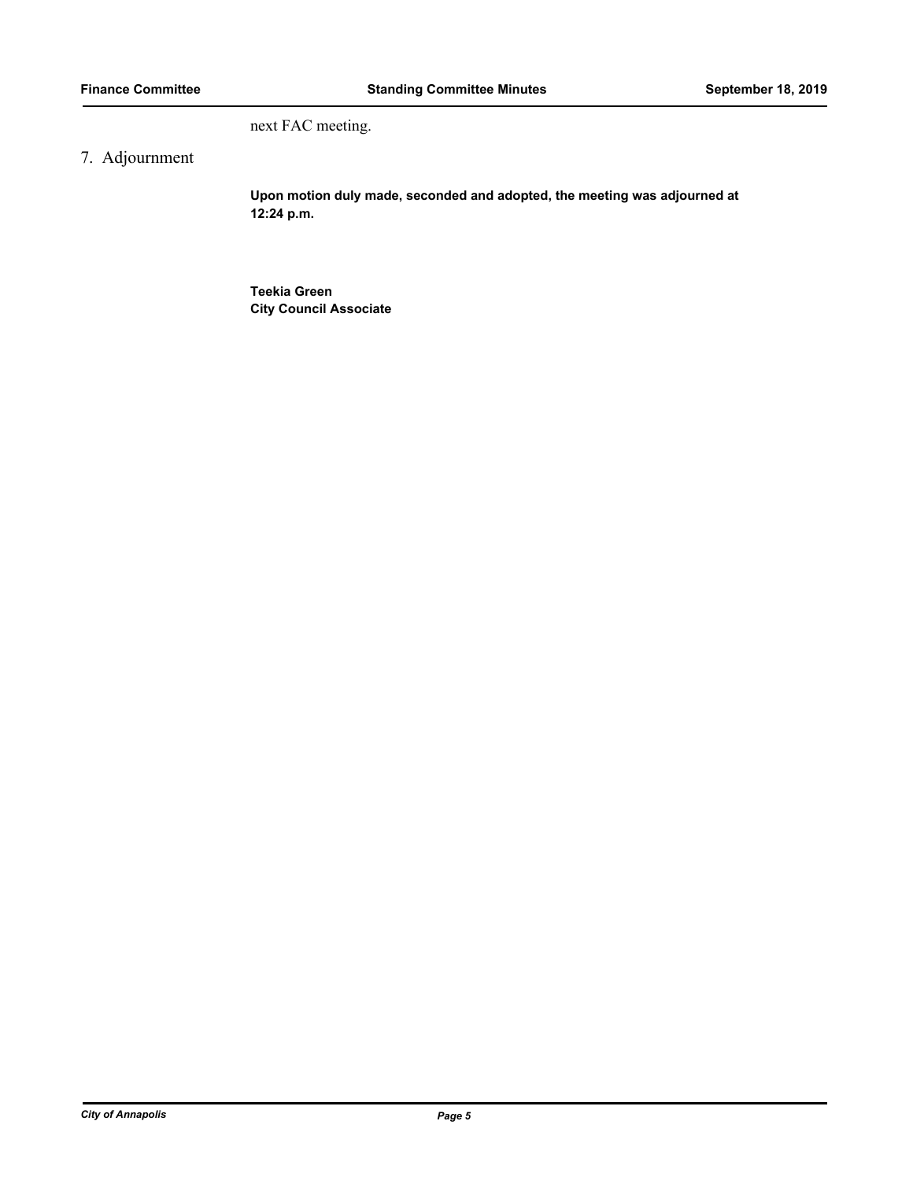next FAC meeting.

## 7. Adjournment

**Upon motion duly made, seconded and adopted, the meeting was adjourned at 12:24 p.m.**

**Teekia Green**
**City Council Associate**